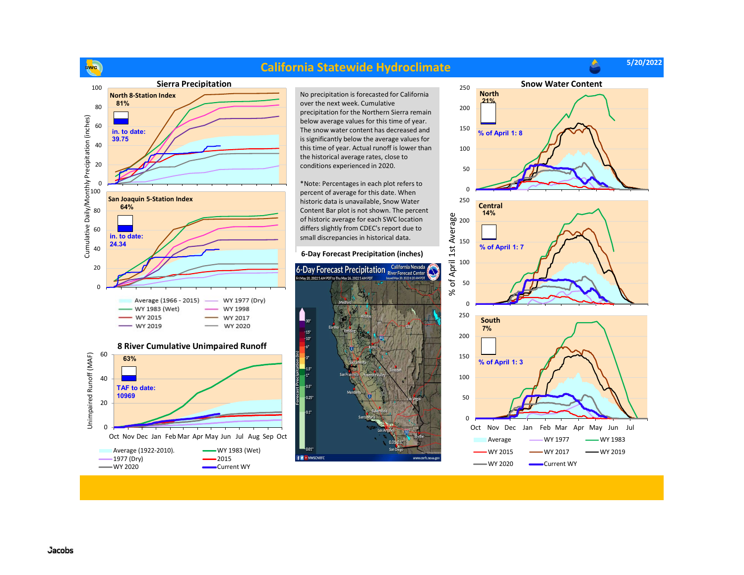# California Statewide Hydroclimate

5/20/2022

## Sierra Precipitation

**North 8-Station Index**
81%

in. to date:
39.75

**San Joaquin 5-Station Index**
64%

in. to date:
24.34

Cumulative Daily/Monthly Precipitation (inches)

- Average (1966 - 2015)
- WY 1977 (Dry)
- WY 1983 (Wet)
- WY 1998
- WY 2015
- WY 2017
- WY 2019
- WY 2020

## 8 River Cumulative Unimpaired Runoff

63%

TAF to date:
10969

Unimpaired Runoff (MAF)

Oct Nov Dec Jan Feb Mar Apr May Jun Jul Aug Sep Oct

- Average (1922-2010).
- WY 1983 (Wet)
- 1977 (Dry)
- 2015
- WY 2020
- Current WY

No precipitation is forecasted for California over the next week. Cumulative precipitation for the Northern Sierra remain below average values for this time of year. The snow water content has decreased and is significantly below the average values for this time of year. Actual runoff is lower than the historical average rates, close to conditions experienced in 2020.

*Note: Percentages in each plot refers to percent of average for this date. When historic data is unavailable, Snow Water Content bar plot is not shown. The percent of historic average for each SWC location differs slightly from CDEC's report due to small discrepancies in historical data.

## 6-Day Forecast Precipitation (inches)

6-Day Forecast Precipitation — California Nevada River Forecast Center

## Snow Water Content

% of April 1st Average

**North**
21%
% of April 1: 8

**Central**
14%
% of April 1: 7

**South**
7%
% of April 1: 3

Oct Nov Dec Jan Feb Mar Apr May Jun Jul

- Average
- WY 1977
- WY 1983
- WY 2015
- WY 2017
- WY 2019
- WY 2020
- Current WY

Jacobs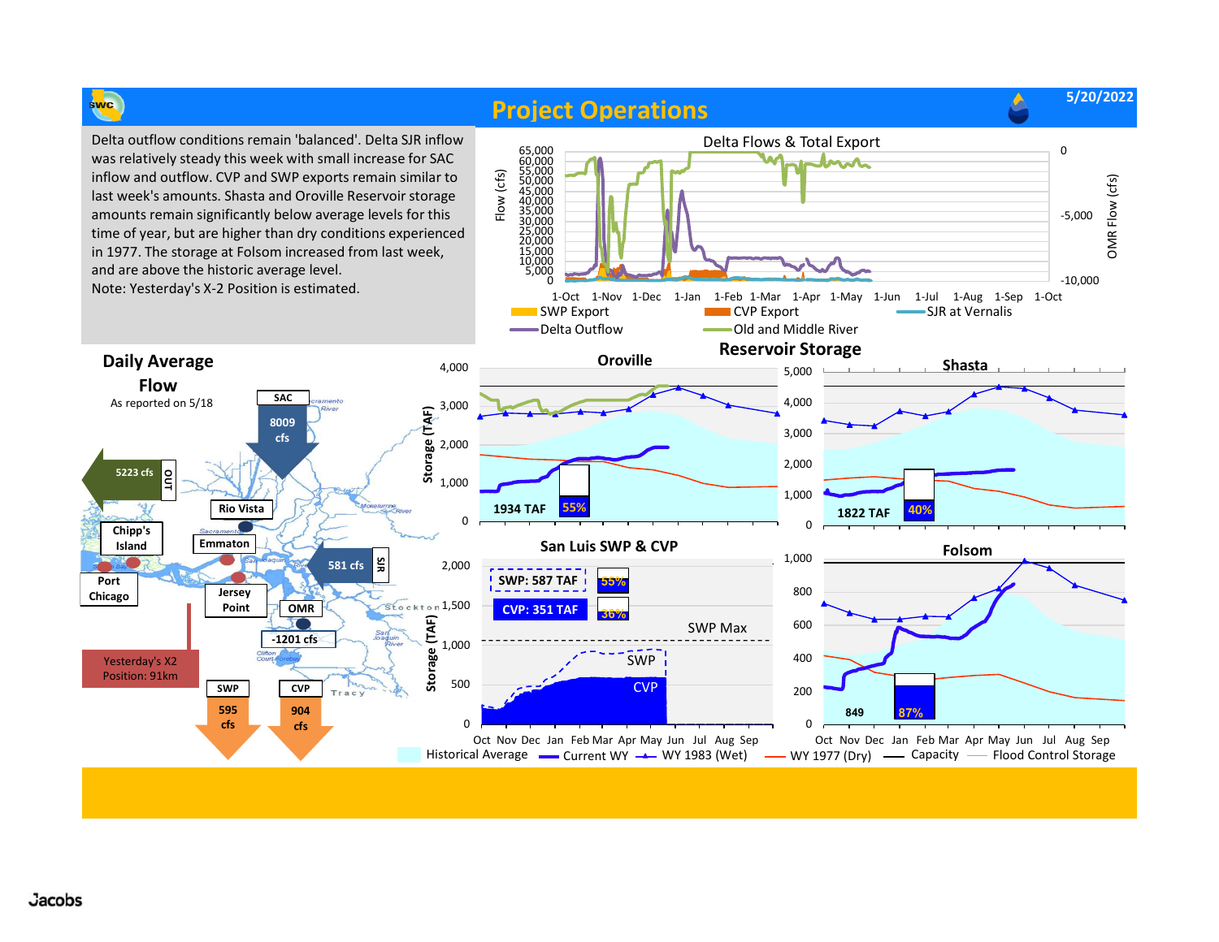# Project Operations

5/20/2022

Delta outflow conditions remain 'balanced'. Delta SJR inflow was relatively steady this week with small increase for SAC inflow and outflow. CVP and SWP exports remain similar to last week's amounts. Shasta and Oroville Reservoir storage amounts remain significantly below average levels for this time of year, but are higher than dry conditions experienced in 1977. The storage at Folsom increased from last week, and are above the historic average level.

Note: Yesterday's X-2 Position is estimated.

## Delta Flows & Total Export

Flow (cfs)

65,000
60,000
55,000
50,000
45,000
40,000
35,000
30,000
25,000
20,000
15,000
10,000
5,000
0

OMR Flow (cfs)

0
-5,000
-10,000

1-Oct 1-Nov 1-Dec 1-Jan 1-Feb 1-Mar 1-Apr 1-May 1-Jun 1-Jul 1-Aug 1-Sep 1-Oct

SWP Export
CVP Export
SJR at Vernalis
Delta Outflow
Old and Middle River

## Daily Average Flow

As reported on 5/18

SAC
8009 cfs

OUT
5223 cfs

SJR
581 cfs

Rio Vista
Chipp's Island
Emmaton
Port Chicago
Jersey Point
OMR
-1201 cfs

Yesterday's X2 Position: 91km

SWP
595 cfs

CVP
904 cfs

## Reservoir Storage

### Oroville

Storage (TAF)

4,000
3,000
2,000
1,000
0

1934 TAF
55%

### Shasta

5,000
4,000
3,000
2,000
1,000
0

1822 TAF
40%

### San Luis SWP & CVP

Storage (TAF)

2,000
1,500
1,000
500
0

SWP: 587 TAF
55%

CVP: 351 TAF
36%

SWP Max
SWP
CVP

Oct Nov Dec Jan Feb Mar Apr May Jun Jul Aug Sep

### Folsom

1,000
800
600
400
200
0

849
87%

Oct Nov Dec Jan Feb Mar Apr May Jun Jul Aug Sep

Historical Average
Current WY
WY 1983 (Wet)
WY 1977 (Dry)
Capacity
Flood Control Storage